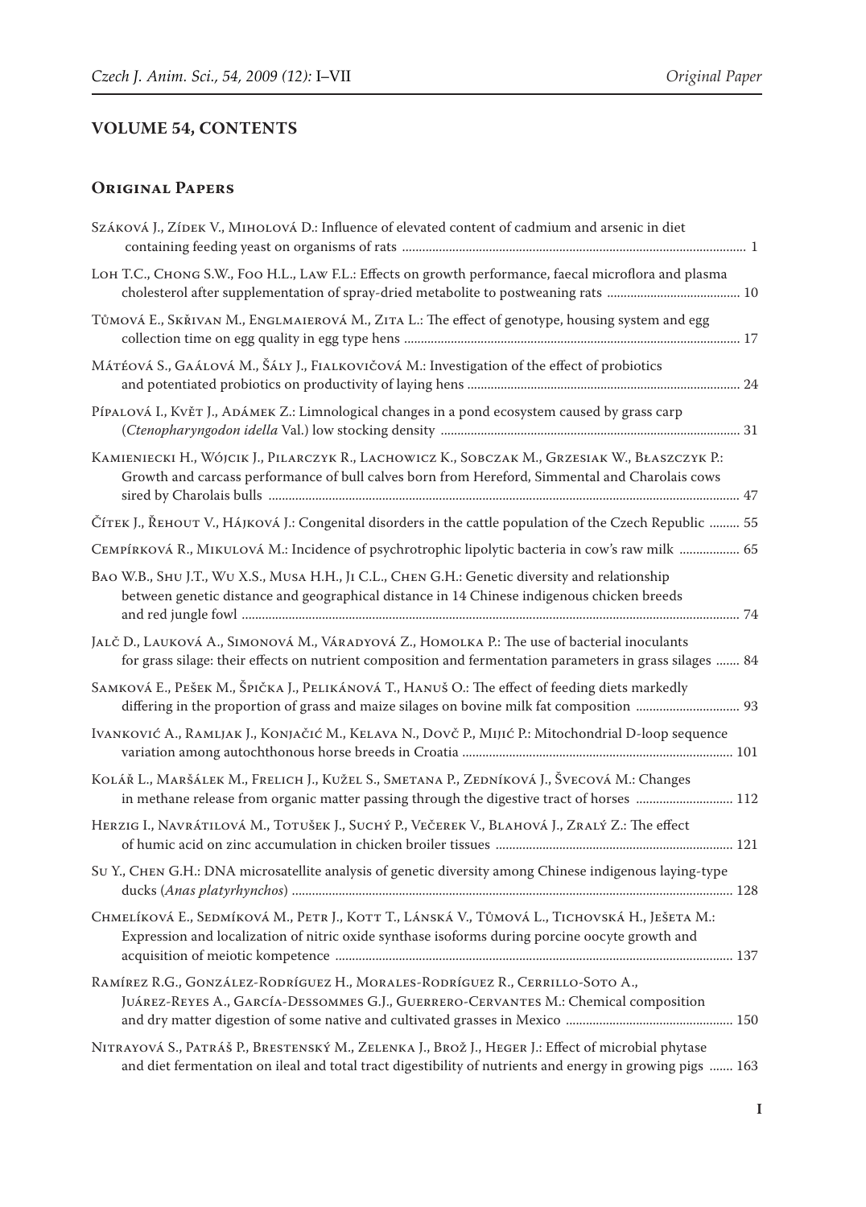## VOLUME 54, CONTENTS

### Original Papers

Száková J., Zídek V., Miholová D.: Influence of elevated content of cadmium and arsenic in diet containing feeding yeast on organisms of rats ..... 1

Loh T.C., Chong S.W., Foo H.L., Law F.L.: Effects on growth performance, faecal microflora and plasma cholesterol after supplementation of spray-dried metabolite to postweaning rats ..... 10

Tůmová E., Skřivan M., Englmaierová M., Zita L.: The effect of genotype, housing system and egg collection time on egg quality in egg type hens ..... 17

Mátéová S., Gaálová M., Šály J., Fialkovičová M.: Investigation of the effect of probiotics and potentiated probiotics on productivity of laying hens ..... 24

Pípalová I., Květ J., Adámek Z.: Limnological changes in a pond ecosystem caused by grass carp (*Ctenopharyngodon idella* Val.) low stocking density ..... 31

Kamieniecki H., Wójcik J., Pilarczyk R., Lachowicz K., Sobczak M., Grzesiak W., Błaszczyk P.: Growth and carcass performance of bull calves born from Hereford, Simmental and Charolais cows sired by Charolais bulls ..... 47

Čítek J., Řehout V., Hájková J.: Congenital disorders in the cattle population of the Czech Republic ..... 55

Cempírková R., Mikulová M.: Incidence of psychrotrophic lipolytic bacteria in cow's raw milk ..... 65

Bao W.B., Shu J.T., Wu X.S., Musa H.H., Ji C.L., Chen G.H.: Genetic diversity and relationship between genetic distance and geographical distance in 14 Chinese indigenous chicken breeds and red jungle fowl ..... 74

Jalč D., Lauková A., Simonová M., Váradyová Z., Homolka P.: The use of bacterial inoculants for grass silage: their effects on nutrient composition and fermentation parameters in grass silages ..... 84

Samková E., Pešek M., Špička J., Pelikánová T., Hanuš O.: The effect of feeding diets markedly differing in the proportion of grass and maize silages on bovine milk fat composition ..... 93

Ivanković A., Ramljak J., Konjačić M., Kelava N., Dovč P., Mijić P.: Mitochondrial D-loop sequence variation among autochthonous horse breeds in Croatia ..... 101

Kolář L., Maršálek M., Frelich J., Kužel S., Smetana P., Zedníková J., Švecová M.: Changes in methane release from organic matter passing through the digestive tract of horses ..... 112

Herzig I., Navrátilová M., Totušek J., Suchý P., Večerek V., Blahová J., Zralý Z.: The effect of humic acid on zinc accumulation in chicken broiler tissues ..... 121

Su Y., Chen G.H.: DNA microsatellite analysis of genetic diversity among Chinese indigenous laying-type ducks (*Anas platyrhynchos*) ..... 128

Chmelíková E., Sedmíková M., Petr J., Kott T., Lánská V., Tůmová L., Tichovská H., Ješeta M.: Expression and localization of nitric oxide synthase isoforms during porcine oocyte growth and acquisition of meiotic kompetence ..... 137

Ramírez R.G., González-Rodríguez H., Morales-Rodríguez R., Cerrillo-Soto A., Juárez-Reyes A., García-Dessommes G.J., Guerrero-Cervantes M.: Chemical composition and dry matter digestion of some native and cultivated grasses in Mexico ..... 150

Nitrayová S., Patráš P., Brestenský M., Zelenka J., Brož J., Heger J.: Effect of microbial phytase and diet fermentation on ileal and total tract digestibility of nutrients and energy in growing pigs ..... 163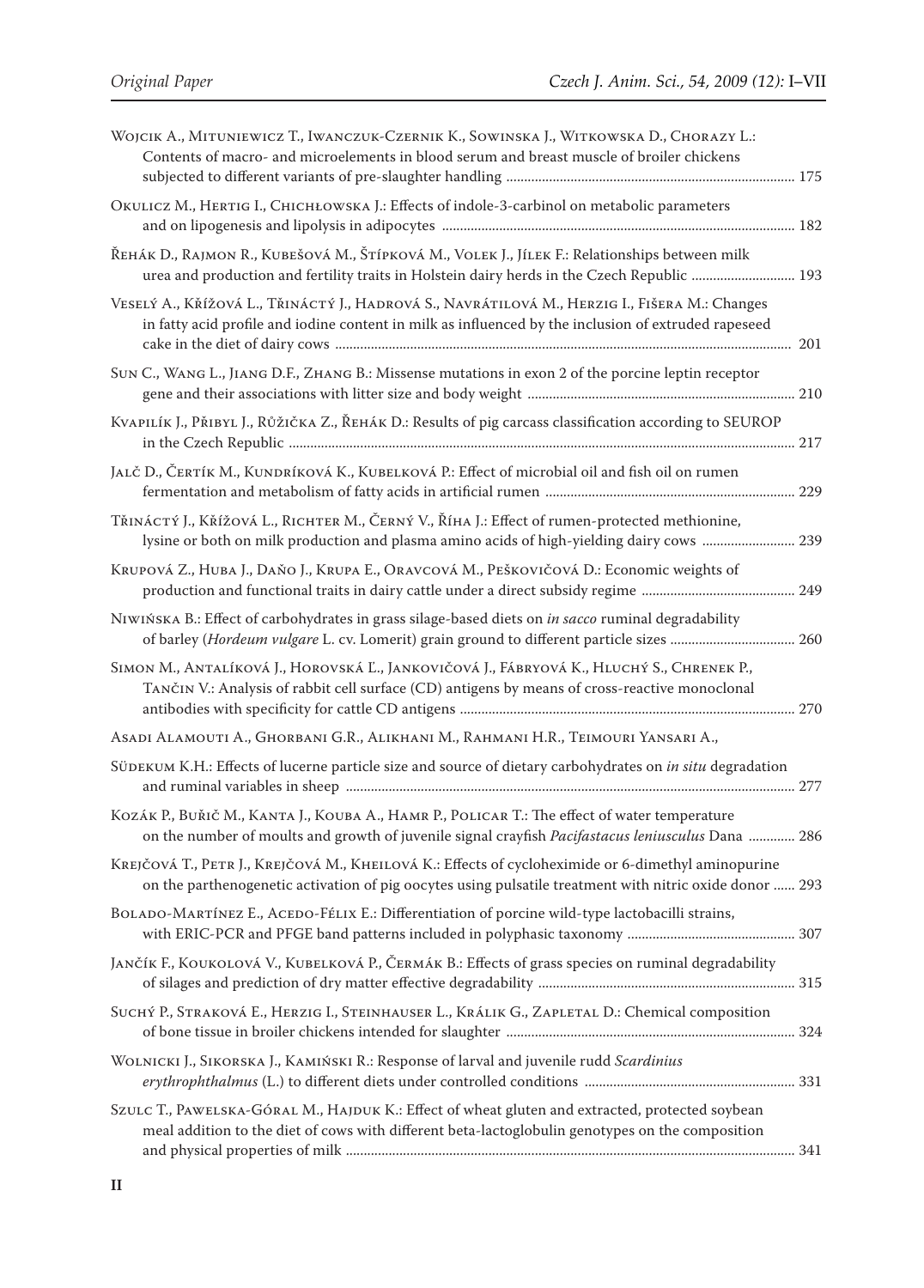Wojcik A., Mituniewicz T., Iwanczuk-Czernik K., Sowinska J., Witkowska D., Chorazy L.: Contents of macro- and microelements in blood serum and breast muscle of broiler chickens subjected to different variants of pre-slaughter handling ............ 175

Okulicz M., Hertig I., Chichłowska J.: Effects of indole-3-carbinol on metabolic parameters and on lipogenesis and lipolysis in adipocytes ............ 182

Řehák D., Rajmon R., Kubešová M., Štípková M., Volek J., Jílek F.: Relationships between milk urea and production and fertility traits in Holstein dairy herds in the Czech Republic ............ 193

Veselý A., Křížová L., Třináctý J., Hadrová S., Navrátilová M., Herzig I., Fišera M.: Changes in fatty acid profile and iodine content in milk as influenced by the inclusion of extruded rapeseed cake in the diet of dairy cows ............ 201

Sun C., Wang L., Jiang D.F., Zhang B.: Missense mutations in exon 2 of the porcine leptin receptor gene and their associations with litter size and body weight ............ 210

Kvapilík J., Přibyl J., Růžička Z., Řehák D.: Results of pig carcass classification according to SEUROP in the Czech Republic ............ 217

Jalč D., Čertík M., Kundríková K., Kubelková P.: Effect of microbial oil and fish oil on rumen fermentation and metabolism of fatty acids in artificial rumen ............ 229

Třináctý J., Křížová L., Richter M., Černý V., Říha J.: Effect of rumen-protected methionine, lysine or both on milk production and plasma amino acids of high-yielding dairy cows ............ 239

Krupová Z., Huba J., Daňo J., Krupa E., Oravcová M., Peškovičová D.: Economic weights of production and functional traits in dairy cattle under a direct subsidy regime ............ 249

Niwińska B.: Effect of carbohydrates in grass silage-based diets on *in sacco* ruminal degradability of barley (*Hordeum vulgare* L. cv. Lomerit) grain ground to different particle sizes ............ 260

Simon M., Antalíková J., Horovská Ľ., Jankovičová J., Fábryová K., Hluchý S., Chrenek P., Tančin V.: Analysis of rabbit cell surface (CD) antigens by means of cross-reactive monoclonal antibodies with specificity for cattle CD antigens ............ 270

Asadi Alamouti A., Ghorbani G.R., Alikhani M., Rahmani H.R., Teimouri Yansari A.,

Südekum K.H.: Effects of lucerne particle size and source of dietary carbohydrates on *in situ* degradation and ruminal variables in sheep ............ 277

Kozák P., Buřič M., Kanta J., Kouba A., Hamr P., Policar T.: The effect of water temperature on the number of moults and growth of juvenile signal crayfish *Pacifastacus leniusculus* Dana ............ 286

Krejčová T., Petr J., Krejčová M., Kheilová K.: Effects of cycloheximide or 6-dimethyl aminopurine on the parthenogenetic activation of pig oocytes using pulsatile treatment with nitric oxide donor ...... 293

Bolado-Martínez E., Acedo-Félix E.: Differentiation of porcine wild-type lactobacilli strains, with ERIC-PCR and PFGE band patterns included in polyphasic taxonomy ............ 307

Jančík F., Koukolová V., Kubelková P., Čermák B.: Effects of grass species on ruminal degradability of silages and prediction of dry matter effective degradability ............ 315

Suchý P., Straková E., Herzig I., Steinhauser L., Králik G., Zapletal D.: Chemical composition of bone tissue in broiler chickens intended for slaughter ............ 324

Wolnicki J., Sikorska J., Kamiński R.: Response of larval and juvenile rudd *Scardinius erythrophthalmus* (L.) to different diets under controlled conditions ............ 331

Szulc T., Pawelska-Góral M., Hajduk K.: Effect of wheat gluten and extracted, protected soybean meal addition to the diet of cows with different beta-lactoglobulin genotypes on the composition and physical properties of milk ............ 341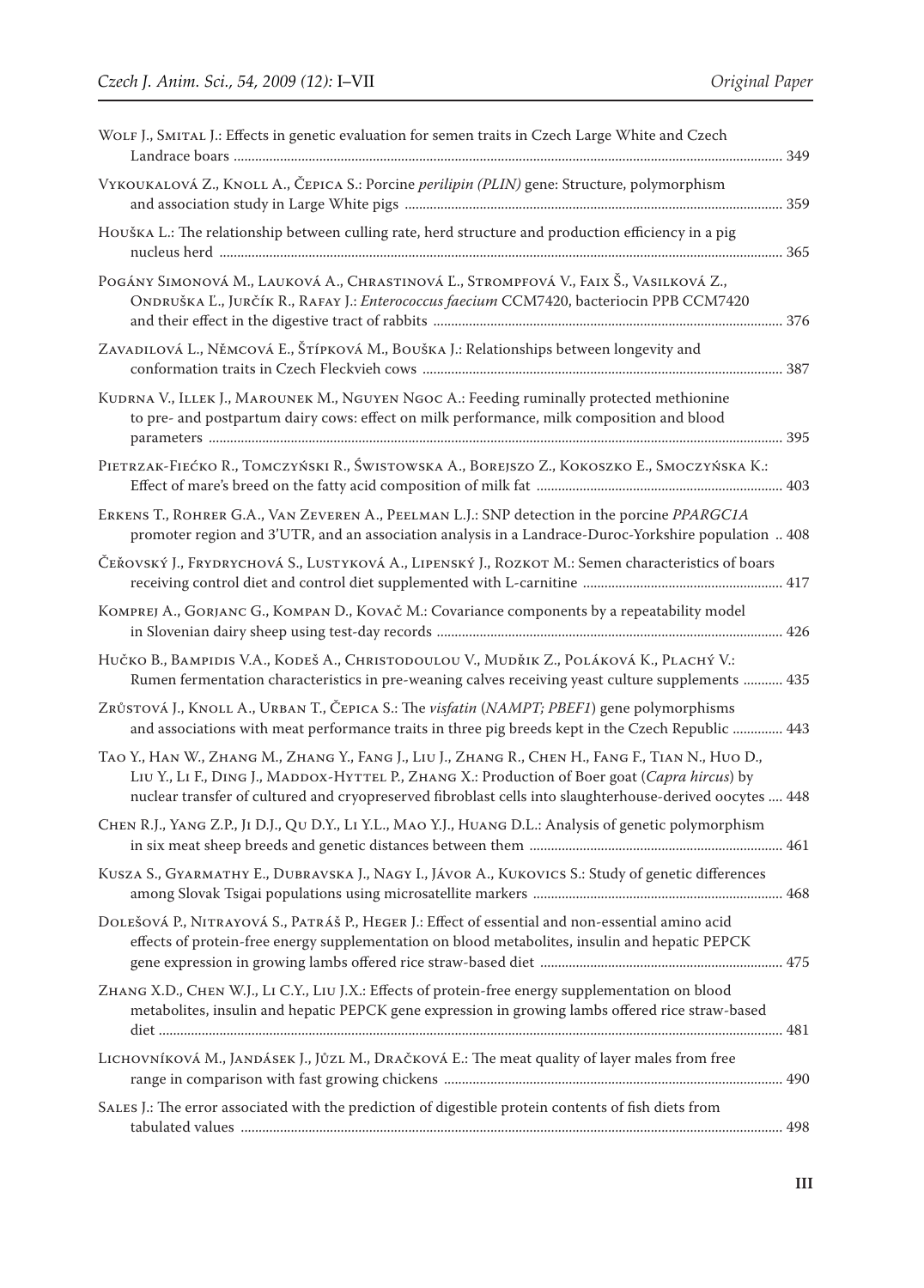Wolf J., Smital J.: Effects in genetic evaluation for semen traits in Czech Large White and Czech Landrace boars ........ 349

Vykoukalová Z., Knoll A., Čepica S.: Porcine *perilipin (PLIN)* gene: Structure, polymorphism and association study in Large White pigs ........ 359

Houška L.: The relationship between culling rate, herd structure and production efficiency in a pig nucleus herd ........ 365

Pogány Simonová M., Lauková A., Chrastinová Ľ., Strompfová V., Faix Š., Vasilková Z., Ondruška Ľ., Jurčík R., Rafay J.: *Enterococcus faecium* CCM7420, bacteriocin PPB CCM7420 and their effect in the digestive tract of rabbits ........ 376

Zavadilová L., Němcová E., Štípková M., Bouška J.: Relationships between longevity and conformation traits in Czech Fleckvieh cows ........ 387

Kudrna V., Illek J., Marounek M., Nguyen Ngoc A.: Feeding ruminally protected methionine to pre- and postpartum dairy cows: effect on milk performance, milk composition and blood parameters ........ 395

Pietrzak-Fiećko R., Tomczyński R., Świstowska A., Borejszo Z., Kokoszko E., Smoczyńska K.: Effect of mare's breed on the fatty acid composition of milk fat ........ 403

Erkens T., Rohrer G.A., Van Zeveren A., Peelman L.J.: SNP detection in the porcine *PPARGC1A* promoter region and 3'UTR, and an association analysis in a Landrace-Duroc-Yorkshire population ........ 408

Čeřovský J., Frydrychová S., Lustyková A., Lipenský J., Rozkot M.: Semen characteristics of boars receiving control diet and control diet supplemented with L-carnitine ........ 417

Komprej A., Gorjanc G., Kompan D., Kovač M.: Covariance components by a repeatability model in Slovenian dairy sheep using test-day records ........ 426

Hučko B., Bampidis V.A., Kodeš A., Christodoulou V., Mudřik Z., Poláková K., Plachý V.: Rumen fermentation characteristics in pre-weaning calves receiving yeast culture supplements ........ 435

Zrůstová J., Knoll A., Urban T., Čepica S.: The *visfatin* (*NAMPT; PBEF1*) gene polymorphisms and associations with meat performance traits in three pig breeds kept in the Czech Republic ........ 443

Tao Y., Han W., Zhang M., Zhang Y., Fang J., Liu J., Zhang R., Chen H., Fang F., Tian N., Huo D., Liu Y., Li F., Ding J., Maddox-Hyttel P., Zhang X.: Production of Boer goat (*Capra hircus*) by nuclear transfer of cultured and cryopreserved fibroblast cells into slaughterhouse-derived oocytes ........ 448

Chen R.J., Yang Z.P., Ji D.J., Qu D.Y., Li Y.L., Mao Y.J., Huang D.L.: Analysis of genetic polymorphism in six meat sheep breeds and genetic distances between them ........ 461

Kusza S., Gyarmathy E., Dubravska J., Nagy I., Jávor A., Kukovics S.: Study of genetic differences among Slovak Tsigai populations using microsatellite markers ........ 468

Dolešová P., Nitrayová S., Patráš P., Heger J.: Effect of essential and non-essential amino acid effects of protein-free energy supplementation on blood metabolites, insulin and hepatic PEPCK gene expression in growing lambs offered rice straw-based diet ........ 475

Zhang X.D., Chen W.J., Li C.Y., Liu J.X.: Effects of protein-free energy supplementation on blood metabolites, insulin and hepatic PEPCK gene expression in growing lambs offered rice straw-based diet ........ 481

Lichovníková M., Jandásek J., Jůzl M., Dračková E.: The meat quality of layer males from free range in comparison with fast growing chickens ........ 490

Sales J.: The error associated with the prediction of digestible protein contents of fish diets from tabulated values ........ 498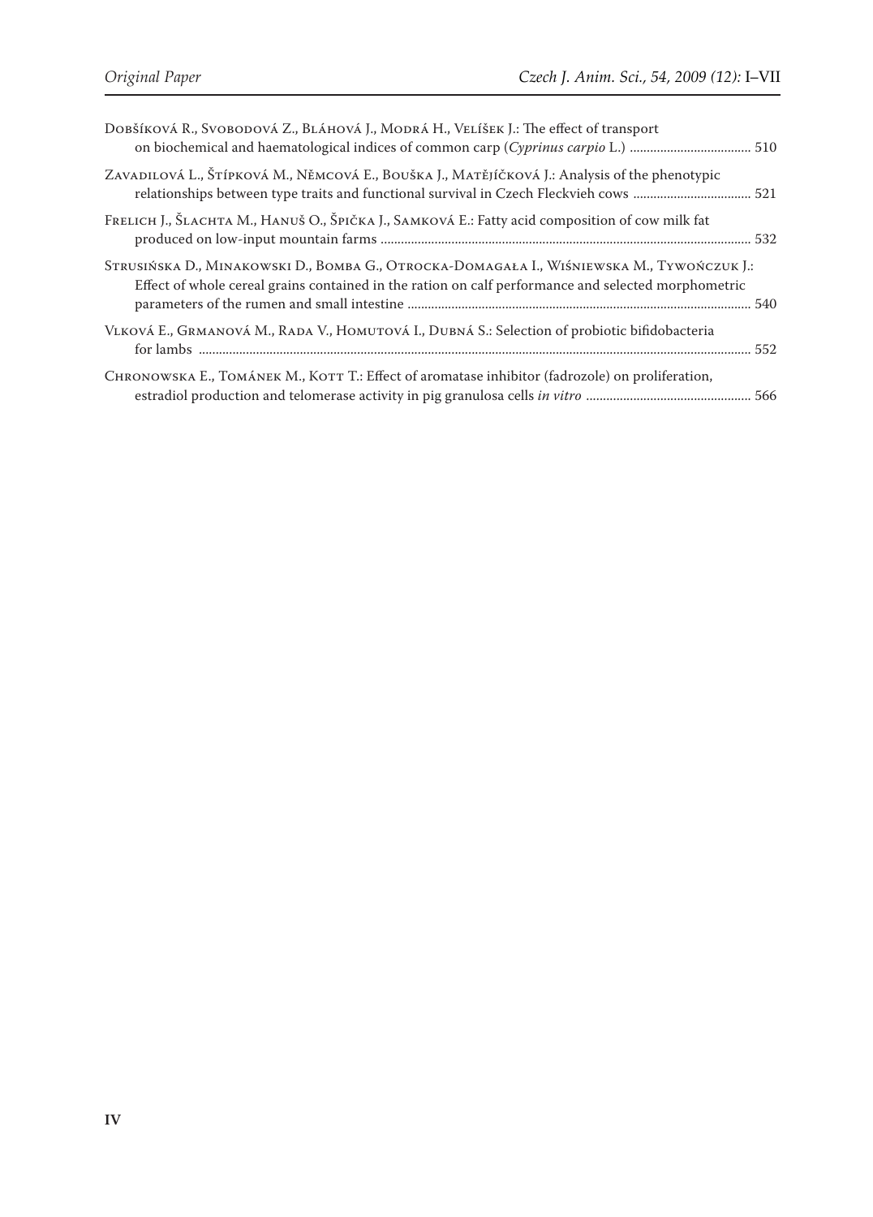Dobšíková R., Svobodová Z., Bláhová J., Modrá H., Velíšek J.: The effect of transport on biochemical and haematological indices of common carp (*Cyprinus carpio* L.) .................................... 510

Zavadilová L., Štípková M., Němcová E., Bouška J., Matějíčková J.: Analysis of the phenotypic relationships between type traits and functional survival in Czech Fleckvieh cows .................................. 521

Frelich J., Šlachta M., Hanuš O., Špička J., Samková E.: Fatty acid composition of cow milk fat produced on low-input mountain farms .................................................................................................................... 532

Strusińska D., Minakowski D., Bomba G., Otrocka-Domagała I., Wiśniewska M., Tywończuk J.: Effect of whole cereal grains contained in the ration on calf performance and selected morphometric parameters of the rumen and small intestine ..................................................................................................... 540

Vlková E., Grmanová M., Rada V., Homutová I., Dubná S.: Selection of probiotic bifidobacteria for lambs ................................................................................................................................................................ 552

Chronowska E., Tománek M., Kott T.: Effect of aromatase inhibitor (fadrozole) on proliferation, estradiol production and telomerase activity in pig granulosa cells *in vitro* ................................................ 566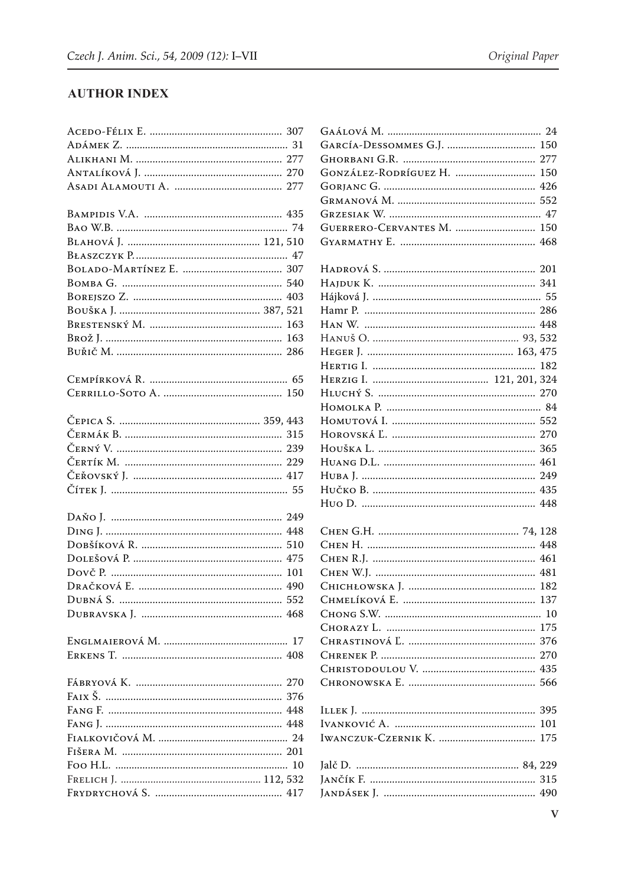## AUTHOR INDEX

Acedo-Félix E. .......... 307
Adámek Z. .......... 31
Alikhani M. .......... 277
Antalíková J. .......... 270
Asadi Alamouti A. .......... 277

Bampidis V.A. .......... 435
Bao W.B. .......... 74
Blahová J. .......... 121, 510
Błaszczyk P. .......... 47
Bolado-Martínez E. .......... 307
Bomba G. .......... 540
Borejszo Z. .......... 403
Bouška J. .......... 387, 521
Brestenský M. .......... 163
Brož J. .......... 163
Buřič M. .......... 286

Cempírková R. .......... 65
Cerrillo-Soto A. .......... 150

Čepica S. .......... 359, 443
Čermák B. .......... 315
Černý V. .......... 239
Čertík M. .......... 229
Čeřovský J. .......... 417
Čítek J. .......... 55

Daňo J. .......... 249
Ding J. .......... 448
Dobšíková R. .......... 510
Dolešová P. .......... 475
Dovč P. .......... 101
Dračková E. .......... 490
Dubná S. .......... 552
Dubravska J. .......... 468

Englmaierová M. .......... 17
Erkens T. .......... 408

Fábryová K. .......... 270
Faix Š. .......... 376
Fang F. .......... 448
Fang J. .......... 448
Fialkovičová M. .......... 24
Fišera M. .......... 201
Foo H.L. .......... 10
Frelich J. .......... 112, 532
Frydrychová S. .......... 417

Gaálová M. .......... 24
García-Dessommes G.J. .......... 150
Ghorbani G.R. .......... 277
González-Rodríguez H. .......... 150
Gorjanc G. .......... 426
Grmanová M. .......... 552
Grzesiak W. .......... 47
Guerrero-Cervantes M. .......... 150
Gyarmathy E. .......... 468

Hadrová S. .......... 201
Hajduk K. .......... 341
Hájková J. .......... 55
Hamr P. .......... 286
Han W. .......... 448
Hanuš O. .......... 93, 532
Heger J. .......... 163, 475
Hertig I. .......... 182
Herzig I. .......... 121, 201, 324
Hluchý S. .......... 270
Homolka P. .......... 84
Homutová I. .......... 552
Horovská Ľ. .......... 270
Houška L. .......... 365
Huang D.L. .......... 461
Huba J. .......... 249
Hučko B. .......... 435
Huo D. .......... 448

Chen G.H. .......... 74, 128
Chen H. .......... 448
Chen R.J. .......... 461
Chen W.J. .......... 481
Chichłowska J. .......... 182
Chmelíková E. .......... 137
Chong S.W. .......... 10
Chorazy L. .......... 175
Chrastinová Ľ. .......... 376
Chrenek P. .......... 270
Christodoulou V. .......... 435
Chronowska E. .......... 566

Illek J. .......... 395
Ivanković A. .......... 101
Iwanczuk-Czernik K. .......... 175

Jalč D. .......... 84, 229
Jančík F. .......... 315
Jandásek J. .......... 490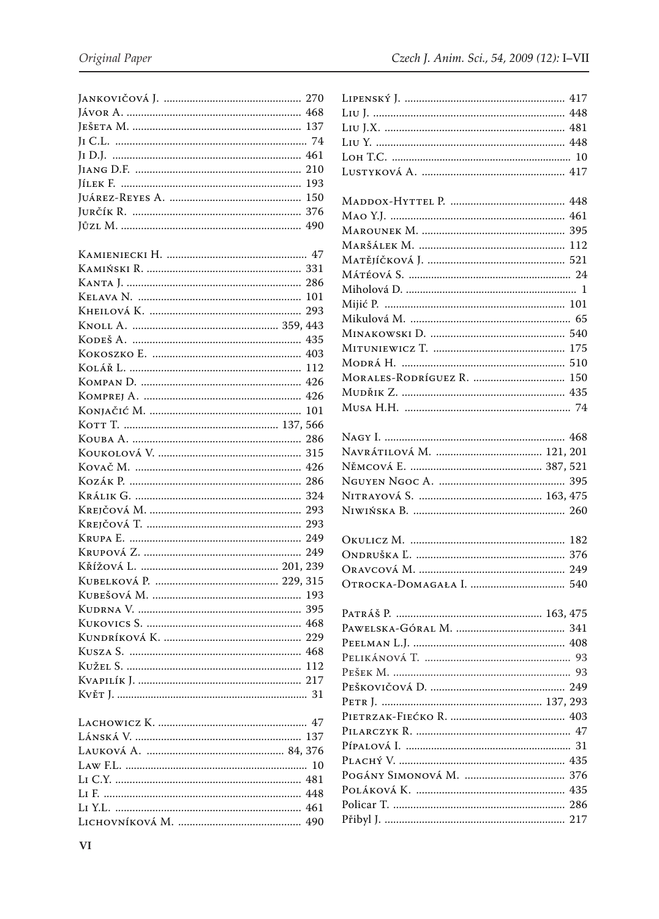Jankovičová J. ................................................ 270
Jávor A. ............................................................ 468
Ješeta M. ........................................................... 137
Ji C.L. ................................................................... 74
Ji D.J. ................................................................. 461
Jiang D.F. .......................................................... 210
Jílek F. ............................................................... 193
Juárez-Reyes A. .............................................. 150
Jurčík R. ........................................................... 376
Jůzl M. ............................................................... 490

Kamieniecki H. ................................................. 47
Kamiński R. ...................................................... 331
Kanta J. ............................................................. 286
Kelava N. .......................................................... 101
Kheilová K. ...................................................... 293
Knoll A. .................................................. 359, 443
Kodeš A. ........................................................... 435
Kokoszko E. .................................................... 403
Kolář L. ............................................................ 112
Kompan D. ....................................................... 426
Komprej A. ...................................................... 426
Konjačić M. ..................................................... 101
Kott T. ..................................................... 137, 566
Kouba A. .......................................................... 286
Koukolová V. .................................................. 315
Kovač M. .......................................................... 426
Kozák P. ............................................................ 286
Králik G. .......................................................... 324
Krejčová M. ..................................................... 293
Krejčová T. ...................................................... 293
Krupa E. ............................................................ 249
Krupová Z. ....................................................... 249
Křížová L. ................................................ 201, 239
Kubelková P. ........................................... 229, 315
Kubešová M. .................................................... 193
Kudrna V. ......................................................... 395
Kukovics S. ...................................................... 468
Kundríková K. ................................................ 229
Kusza S. ............................................................ 468
Kužel S. ............................................................. 112
Kvapilík J. ......................................................... 217
Květ J. .................................................................. 31

Lachowicz K. .................................................... 47
Lánská V. .......................................................... 137
Lauková A. ................................................ 84, 376
Law F.L. ............................................................... 10
Li C.Y. ................................................................ 481
Li F. .................................................................... 448
Li Y.L. ................................................................ 461
Lichovníková M. ............................................ 490

Lipenský J. ........................................................ 417
Liu J. .................................................................. 448
Liu J.X. .............................................................. 481
Liu Y. ................................................................. 448
Loh T.C. ............................................................... 10
Lustyková A. ................................................... 417

Maddox-Hyttel P. ........................................ 448
Mao Y.J. ............................................................ 461
Marounek M. ................................................. 395
Maršálek M. ................................................... 112
Matějíčková J. ................................................ 521
Mátéová S. ......................................................... 24
Miholová D. .......................................................... 1
Mijić P. .............................................................. 101
Mikulová M. ....................................................... 65
Minakowski D. .............................................. 540
Mituniewicz T. .............................................. 175
Modrá H. ......................................................... 510
Morales-Rodríguez R. ................................ 150
Mudřik Z. ........................................................ 435
Musa H.H. .......................................................... 74

Nagy I. .............................................................. 468
Navrátilová M. ..................................... 121, 201
Němcová E. ............................................. 387, 521
Nguyen Ngoc A. ........................................... 395
Nitrayová S. .......................................... 163, 475
Niwińska B. ..................................................... 260

Okulicz M. ...................................................... 182
Ondruška Ľ. .................................................... 376
Oravcová M. ................................................... 249
Otrocka-Domagała I. ................................. 540

Patráš P. .................................................. 163, 475
Pawelska-Góral M. ...................................... 341
Peelman L.J. .................................................... 408
Pelikánová T. .................................................... 93
Pešek M. .............................................................. 93
Peškovičová D. ............................................... 249
Petr J. ....................................................... 137, 293
Pietrzak-Fiećko R. ........................................ 403
Pilarczyk R. ....................................................... 47
Pípalová I. .......................................................... 31
Plachý V. .......................................................... 435
Pogány Simonová M. .................................. 376
Poláková K. .................................................... 435
Policar T. ........................................................... 286
Přibyl J. ............................................................. 217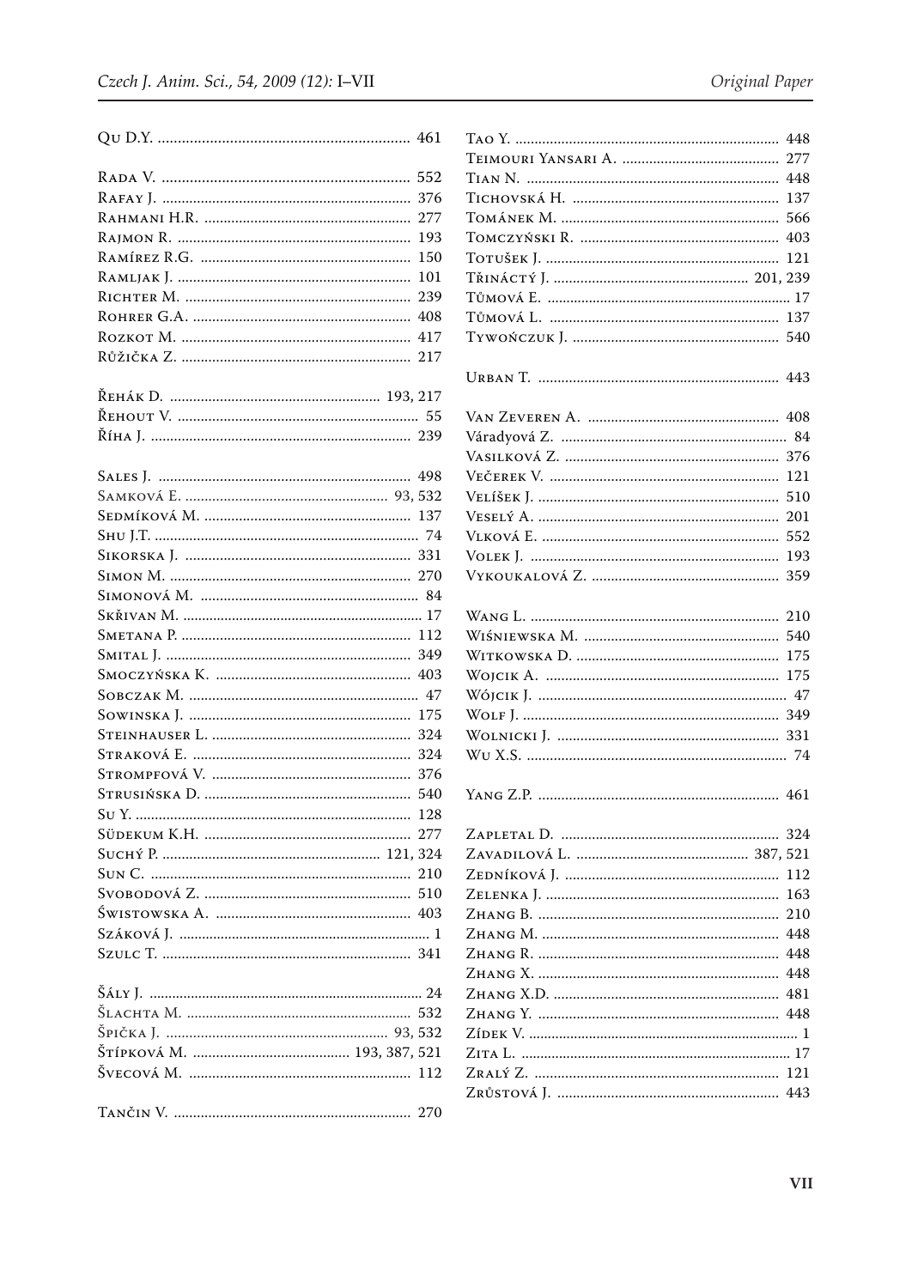Qu D.Y. .............................................................. 461

Rada V. .............................................................. 552
Rafay J. .............................................................. 376
Rahmani H.R. .............................................................. 277
Rajmon R. .............................................................. 193
Ramírez R.G. .............................................................. 150
Ramljak J. .............................................................. 101
Richter M. .............................................................. 239
Rohrer G.A. .............................................................. 408
Rozkot M. .............................................................. 417
Růžička Z. .............................................................. 217

Řehák D. .............................................................. 193, 217
Řehout V. .............................................................. 55
Říha J. .............................................................. 239

Sales J. .............................................................. 498
Samková E. .............................................................. 93, 532
Sedmíková M. .............................................................. 137
Shu J.T. .............................................................. 74
Sikorska J. .............................................................. 331
Simon M. .............................................................. 270
Simonová M. .............................................................. 84
Skřivan M. .............................................................. 17
Smetana P. .............................................................. 112
Smital J. .............................................................. 349
Smoczyńska K. .............................................................. 403
Sobczak M. .............................................................. 47
Sowinska J. .............................................................. 175
Steinhauser L. .............................................................. 324
Straková E. .............................................................. 324
Strompfová V. .............................................................. 376
Strusińska D. .............................................................. 540
Su Y. .............................................................. 128
Südekum K.H. .............................................................. 277
Suchý P. .............................................................. 121, 324
Sun C. .............................................................. 210
Svobodová Z. .............................................................. 510
Świstowska A. .............................................................. 403
Száková J. .............................................................. 1
Szulc T. .............................................................. 341

Šály J. .............................................................. 24
Šlachta M. .............................................................. 532
Špička J. .............................................................. 93, 532
Štípková M. .............................................................. 193, 387, 521
Švecová M. .............................................................. 112

Tančin V. .............................................................. 270
Tao Y. .............................................................. 448
Teimouri Yansari A. .............................................................. 277
Tian N. .............................................................. 448
Tichovská H. .............................................................. 137
Tománek M. .............................................................. 566
Tomczyński R. .............................................................. 403
Totušek J. .............................................................. 121
Třináctý J. .............................................................. 201, 239
Tůmová E. .............................................................. 17
Tůmová L. .............................................................. 137
Tywończuk J. .............................................................. 540

Urban T. .............................................................. 443

Van Zeveren A. .............................................................. 408
Váradyová Z. .............................................................. 84
Vasilková Z. .............................................................. 376
Večerek V. .............................................................. 121
Velíšek J. .............................................................. 510
Veselý A. .............................................................. 201
Vlková E. .............................................................. 552
Volek J. .............................................................. 193
Vykoukalová Z. .............................................................. 359

Wang L. .............................................................. 210
Wiśniewska M. .............................................................. 540
Witkowska D. .............................................................. 175
Wojcik A. .............................................................. 175
Wójcik J. .............................................................. 47
Wolf J. .............................................................. 349
Wolnicki J. .............................................................. 331
Wu X.S. .............................................................. 74

Yang Z.P. .............................................................. 461

Zapletal D. .............................................................. 324
Zavadilová L. .............................................................. 387, 521
Zedníková J. .............................................................. 112
Zelenka J. .............................................................. 163
Zhang B. .............................................................. 210
Zhang M. .............................................................. 448
Zhang R. .............................................................. 448
Zhang X. .............................................................. 448
Zhang X.D. .............................................................. 481
Zhang Y. .............................................................. 448
Zídek V. .............................................................. 1
Zita L. .............................................................. 17
Zralý Z. .............................................................. 121
Zrůstová J. .............................................................. 443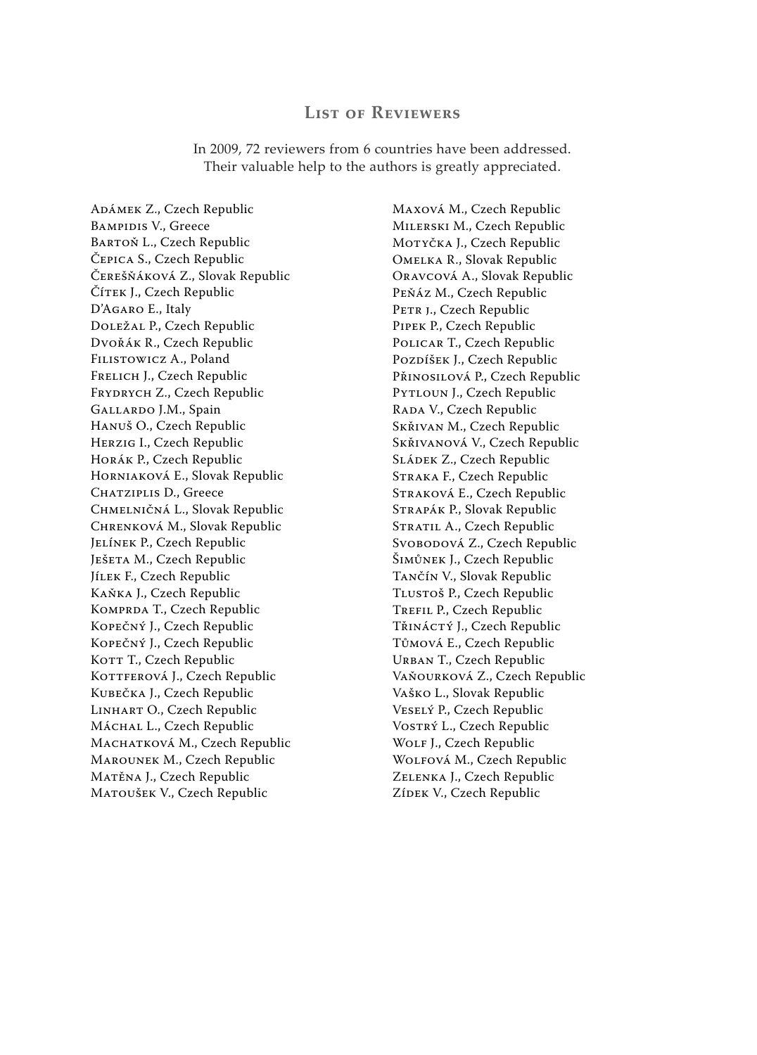## List of Reviewers

In 2009, 72 reviewers from 6 countries have been addressed.
Their valuable help to the authors is greatly appreciated.

Adámek Z., Czech Republic
Bampidis V., Greece
Bartoň L., Czech Republic
Čepica S., Czech Republic
Čerešňáková Z., Slovak Republic
Čítek J., Czech Republic
D'Agaro E., Italy
Doležal P., Czech Republic
Dvořák R., Czech Republic
Filistowicz A., Poland
Frelich J., Czech Republic
Frydrych Z., Czech Republic
Gallardo J.M., Spain
Hanuš O., Czech Republic
Herzig I., Czech Republic
Horák P., Czech Republic
Horniaková E., Slovak Republic
Chatziplis D., Greece
Chmelničná L., Slovak Republic
Chrenková M., Slovak Republic
Jelínek P., Czech Republic
Ješeta M., Czech Republic
Jílek F., Czech Republic
Kaňka J., Czech Republic
Komprda T., Czech Republic
Kopečný J., Czech Republic
Kopečný J., Czech Republic
Kott T., Czech Republic
Kottferová J., Czech Republic
Kubečka J., Czech Republic
Linhart O., Czech Republic
Máchal L., Czech Republic
Machatková M., Czech Republic
Marounek M., Czech Republic
Matěna J., Czech Republic
Matoušek V., Czech Republic
Maxová M., Czech Republic
Milerski M., Czech Republic
Motyčka J., Czech Republic
Omelka R., Slovak Republic
Oravcová A., Slovak Republic
Peňáz M., Czech Republic
Petr J., Czech Republic
Pipek P., Czech Republic
Policar T., Czech Republic
Pozdíšek J., Czech Republic
Přinosilová P., Czech Republic
Pytloun J., Czech Republic
Rada V., Czech Republic
Skřivan M., Czech Republic
Skřivanová V., Czech Republic
Sládek Z., Czech Republic
Straka F., Czech Republic
Straková E., Czech Republic
Strapák P., Slovak Republic
Stratil A., Czech Republic
Svobodová Z., Czech Republic
Šimůnek J., Czech Republic
Tančín V., Slovak Republic
Tlustoš P., Czech Republic
Trefil P., Czech Republic
Třináctý J., Czech Republic
Tůmová E., Czech Republic
Urban T., Czech Republic
Vaňourková Z., Czech Republic
Vaško L., Slovak Republic
Veselý P., Czech Republic
Vostrý L., Czech Republic
Wolf J., Czech Republic
Wolfová M., Czech Republic
Zelenka J., Czech Republic
Zídek V., Czech Republic